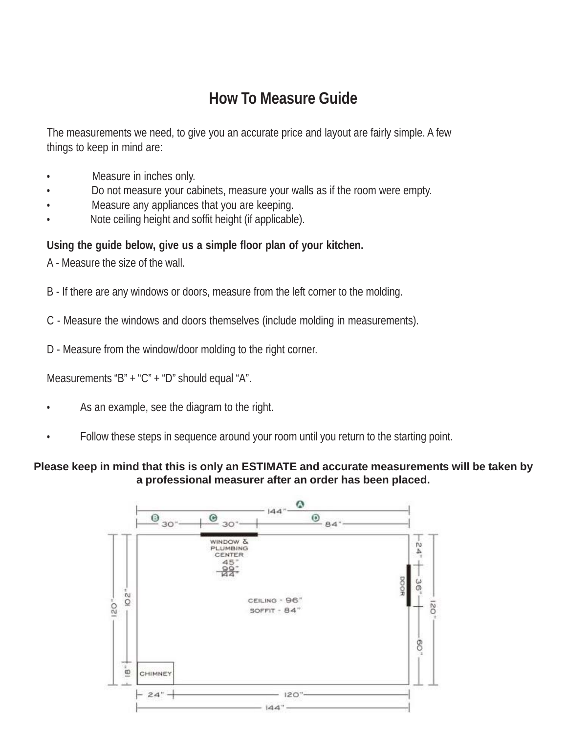# How To Measure Guide

The measurements we need, to give you an accurate price and layout are fairly simple. A few things to keep in mind are:

- Measure in inches only.
- Do not measure your cabinets, measure your walls as if the room were empty.
- Measure any appliances that you are keeping.
- Note ceiling height and soffit height (if applicable).

**Using the guide below, give us a simple floor plan of your kitchen.**

A - Measure the size of the wall.

B - If there are any windows or doors, measure from the left corner to the molding.

C - Measure the windows and doors themselves (include molding in measurements).

D - Measure from the window/door molding to the right corner.

Measurements "B" + "C" + "D" should equal "A".

- As an example, see the diagram to the right.
- Follow these steps in sequence around your room until you return to the starting point.

**Please keep in mind that this is only an ESTIMATE and accurate measurements will be taken by a professional measurer after an order has been placed.**

A 144"

B 30" C 30" D 84"

WINDOW & PLUMBING CENTER 45" 99" 144"

DOOR

CEILING - 96"

SOFFIT - 84"

CHIMNEY

120" 102" 18"

24" 36" 60" 120"

24" 120"

144"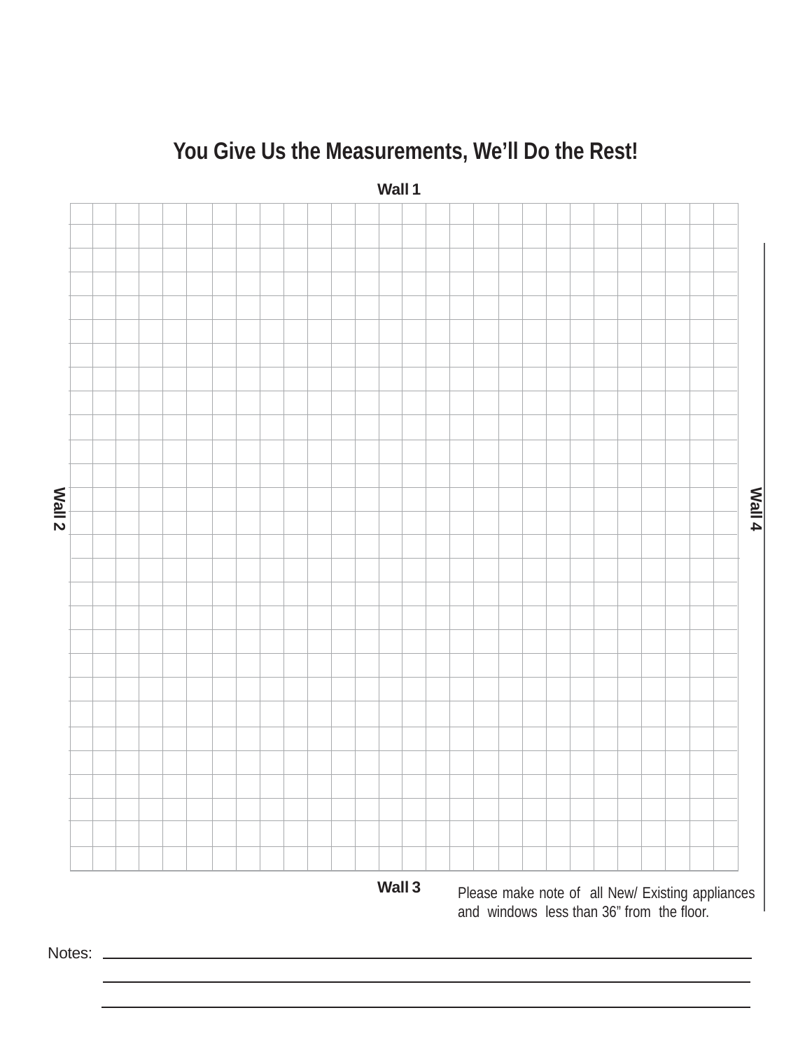## You Give Us the Measurements, We'll Do the Rest!

Wall 1

Wall 2

Wall 4

Wall 3

Please make note of all New/ Existing appliances and windows less than 36" from the floor.

Notes: